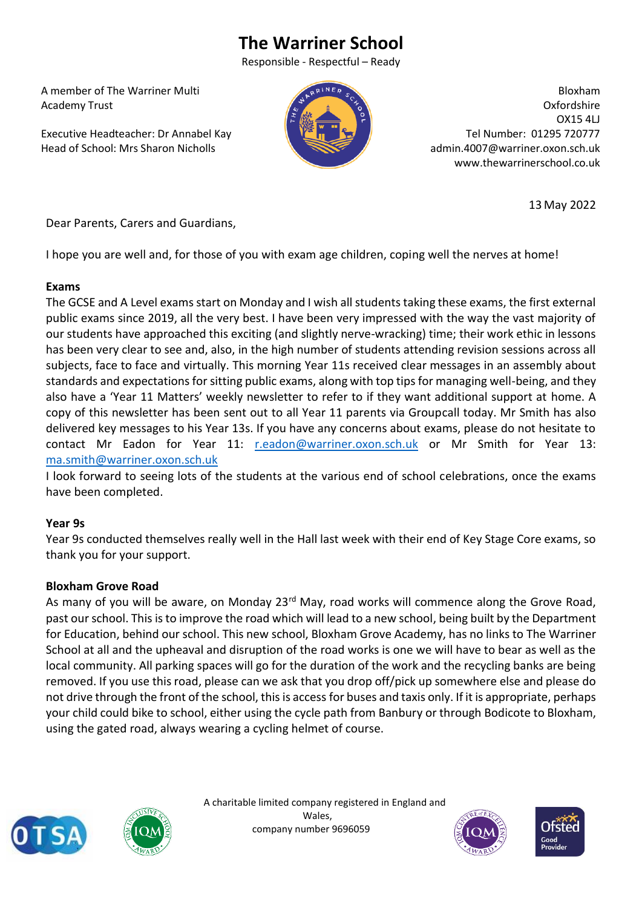# The Warriner School

Responsible - Respectful – Ready

A member of The Warriner Multi Academy Trust

Executive Headteacher: Dr Annabel Kay
Head of School: Mrs Sharon Nicholls

Bloxham
Oxfordshire
OX15 4LJ
Tel Number: 01295 720777
admin.4007@warriner.oxon.sch.uk
www.thewarrinerschool.co.uk

13 May 2022

Dear Parents, Carers and Guardians,

I hope you are well and, for those of you with exam age children, coping well the nerves at home!

**Exams**

The GCSE and A Level exams start on Monday and I wish all students taking these exams, the first external public exams since 2019, all the very best. I have been very impressed with the way the vast majority of our students have approached this exciting (and slightly nerve-wracking) time; their work ethic in lessons has been very clear to see and, also, in the high number of students attending revision sessions across all subjects, face to face and virtually. This morning Year 11s received clear messages in an assembly about standards and expectations for sitting public exams, along with top tips for managing well-being, and they also have a 'Year 11 Matters' weekly newsletter to refer to if they want additional support at home. A copy of this newsletter has been sent out to all Year 11 parents via Groupcall today. Mr Smith has also delivered key messages to his Year 13s. If you have any concerns about exams, please do not hesitate to contact Mr Eadon for Year 11: r.eadon@warriner.oxon.sch.uk or Mr Smith for Year 13: ma.smith@warriner.oxon.sch.uk

I look forward to seeing lots of the students at the various end of school celebrations, once the exams have been completed.

**Year 9s**

Year 9s conducted themselves really well in the Hall last week with their end of Key Stage Core exams, so thank you for your support.

**Bloxham Grove Road**

As many of you will be aware, on Monday 23rd May, road works will commence along the Grove Road, past our school. This is to improve the road which will lead to a new school, being built by the Department for Education, behind our school. This new school, Bloxham Grove Academy, has no links to The Warriner School at all and the upheaval and disruption of the road works is one we will have to bear as well as the local community. All parking spaces will go for the duration of the work and the recycling banks are being removed. If you use this road, please can we ask that you drop off/pick up somewhere else and please do not drive through the front of the school, this is access for buses and taxis only. If it is appropriate, perhaps your child could bike to school, either using the cycle path from Banbury or through Bodicote to Bloxham, using the gated road, always wearing a cycling helmet of course.

A charitable limited company registered in England and Wales,
company number 9696059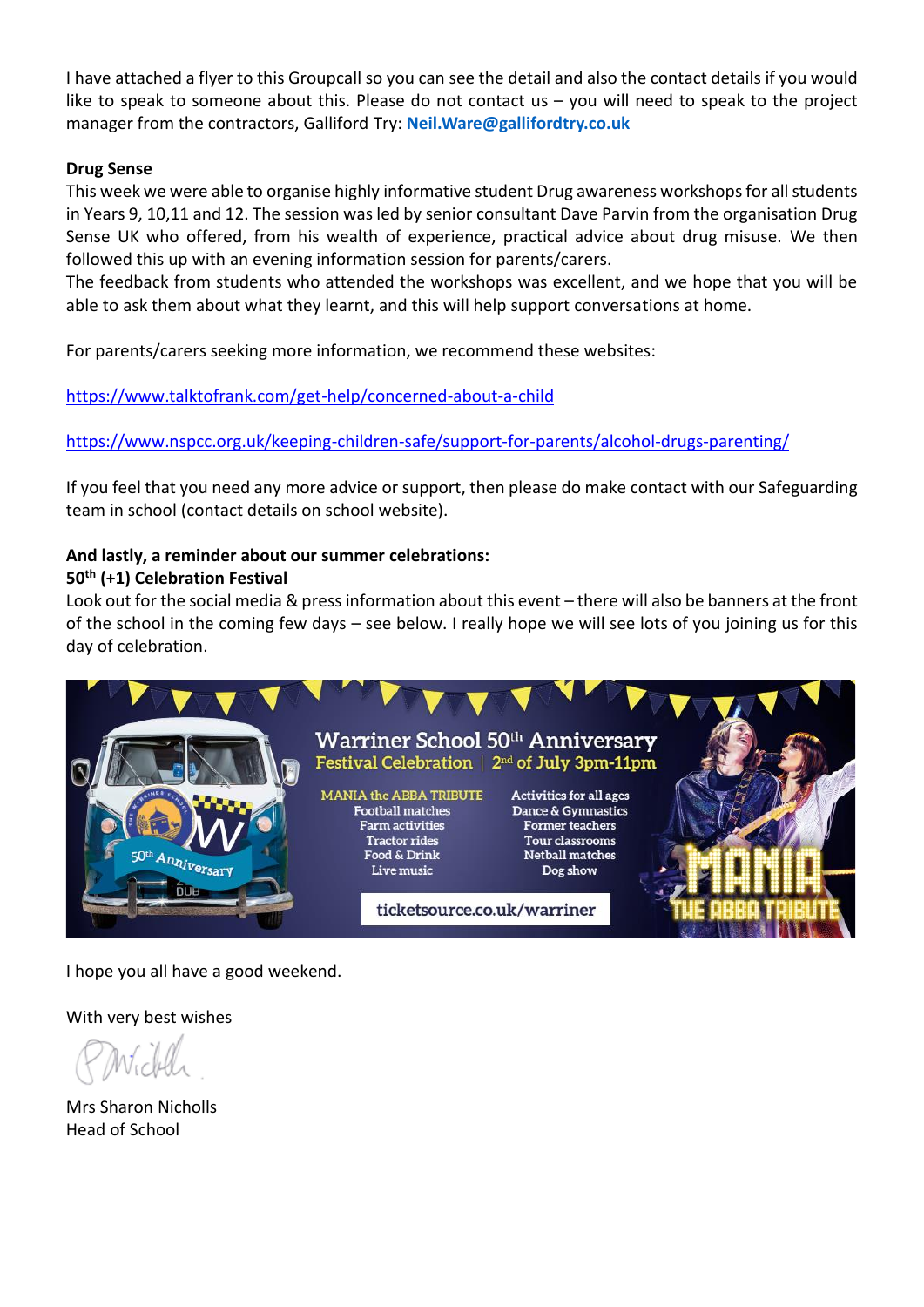I have attached a flyer to this Groupcall so you can see the detail and also the contact details if you would like to speak to someone about this. Please do not contact us – you will need to speak to the project manager from the contractors, Galliford Try: **Neil.Ware@gallifordtry.co.uk**

**Drug Sense**

This week we were able to organise highly informative student Drug awareness workshops for all students in Years 9, 10,11 and 12. The session was led by senior consultant Dave Parvin from the organisation Drug Sense UK who offered, from his wealth of experience, practical advice about drug misuse. We then followed this up with an evening information session for parents/carers.

The feedback from students who attended the workshops was excellent, and we hope that you will be able to ask them about what they learnt, and this will help support conversations at home.

For parents/carers seeking more information, we recommend these websites:

https://www.talktofrank.com/get-help/concerned-about-a-child

https://www.nspcc.org.uk/keeping-children-safe/support-for-parents/alcohol-drugs-parenting/

If you feel that you need any more advice or support, then please do make contact with our Safeguarding team in school (contact details on school website).

**And lastly, a reminder about our summer celebrations:**

**50th (+1) Celebration Festival**

Look out for the social media & press information about this event – there will also be banners at the front of the school in the coming few days – see below. I really hope we will see lots of you joining us for this day of celebration.

Warriner School 50th Anniversary
Festival Celebration | 2nd of July 3pm-11pm

MANIA the ABBA TRIBUTE
Football matches
Farm activities
Tractor rides
Food & Drink
Live music

Activities for all ages
Dance & Gymnastics
Former teachers
Tour classrooms
Netball matches
Dog show

ticketsource.co.uk/warriner

50th Anniversary

MANIA THE ABBA TRIBUTE

I hope you all have a good weekend.

With very best wishes

Mrs Sharon Nicholls
Head of School